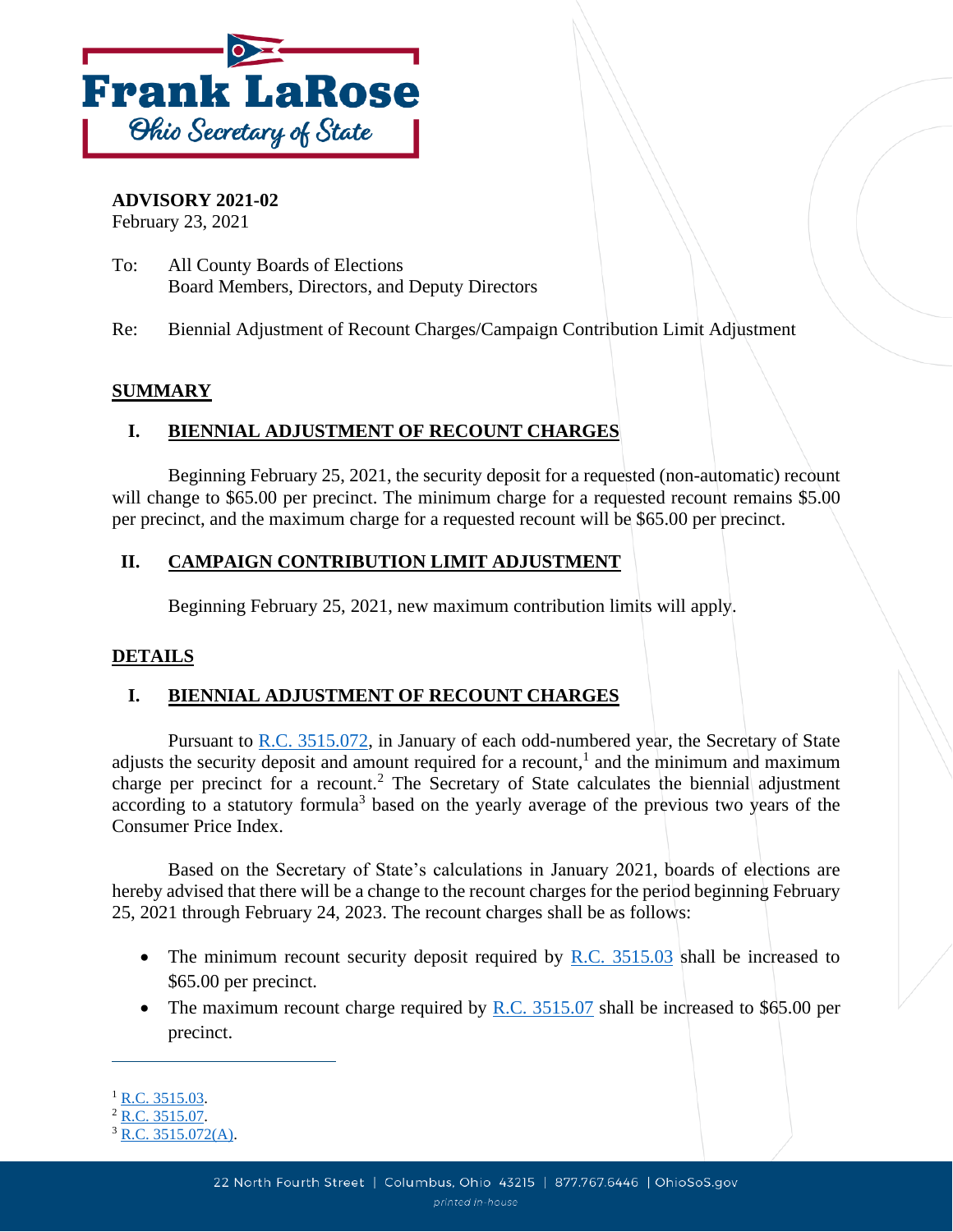Frank LaRose

Ohio Secretary of State

**ADVISORY 2021-02**
February 23, 2021

To: All County Boards of Elections
Board Members, Directors, and Deputy Directors

Re: Biennial Adjustment of Recount Charges/Campaign Contribution Limit Adjustment

## SUMMARY

### I. BIENNIAL ADJUSTMENT OF RECOUNT CHARGES

Beginning February 25, 2021, the security deposit for a requested (non-automatic) recount will change to $65.00 per precinct. The minimum charge for a requested recount remains $5.00 per precinct, and the maximum charge for a requested recount will be $65.00 per precinct.

### II. CAMPAIGN CONTRIBUTION LIMIT ADJUSTMENT

Beginning February 25, 2021, new maximum contribution limits will apply.

## DETAILS

### I. BIENNIAL ADJUSTMENT OF RECOUNT CHARGES

Pursuant to R.C. 3515.072, in January of each odd-numbered year, the Secretary of State adjusts the security deposit and amount required for a recount,[1] and the minimum and maximum charge per precinct for a recount.[2] The Secretary of State calculates the biennial adjustment according to a statutory formula[3] based on the yearly average of the previous two years of the Consumer Price Index.

Based on the Secretary of State's calculations in January 2021, boards of elections are hereby advised that there will be a change to the recount charges for the period beginning February 25, 2021 through February 24, 2023. The recount charges shall be as follows:

- The minimum recount security deposit required by R.C. 3515.03 shall be increased to $65.00 per precinct.
- The maximum recount charge required by R.C. 3515.07 shall be increased to $65.00 per precinct.

---

[1] R.C. 3515.03.
[2] R.C. 3515.07.
[3] R.C. 3515.072(A).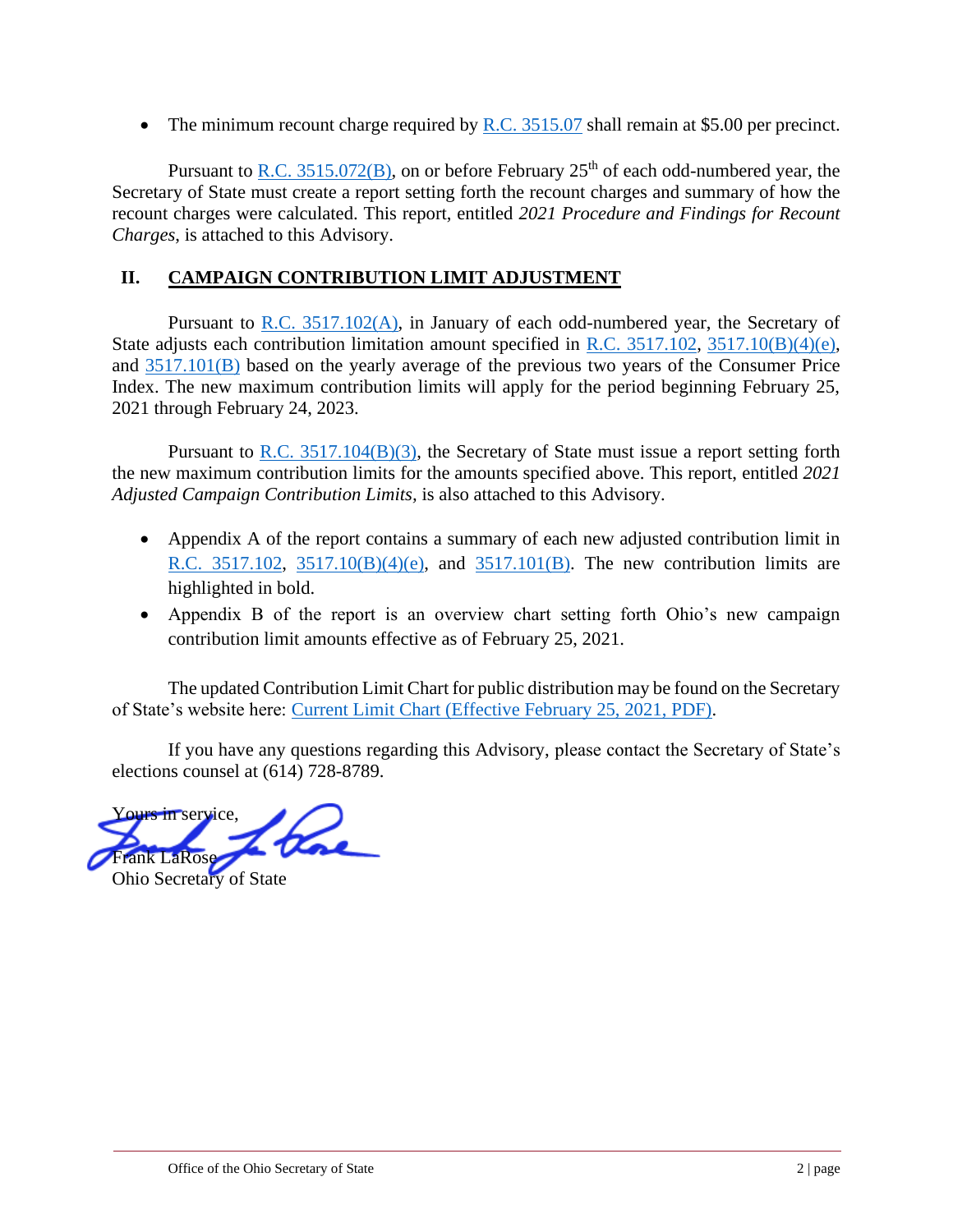- The minimum recount charge required by R.C. 3515.07 shall remain at $5.00 per precinct.

Pursuant to R.C. 3515.072(B), on or before February 25th of each odd-numbered year, the Secretary of State must create a report setting forth the recount charges and summary of how the recount charges were calculated. This report, entitled *2021 Procedure and Findings for Recount Charges*, is attached to this Advisory.

## II. CAMPAIGN CONTRIBUTION LIMIT ADJUSTMENT

Pursuant to R.C. 3517.102(A), in January of each odd-numbered year, the Secretary of State adjusts each contribution limitation amount specified in R.C. 3517.102, 3517.10(B)(4)(e), and 3517.101(B) based on the yearly average of the previous two years of the Consumer Price Index. The new maximum contribution limits will apply for the period beginning February 25, 2021 through February 24, 2023.

Pursuant to R.C. 3517.104(B)(3), the Secretary of State must issue a report setting forth the new maximum contribution limits for the amounts specified above. This report, entitled *2021 Adjusted Campaign Contribution Limits*, is also attached to this Advisory.

- Appendix A of the report contains a summary of each new adjusted contribution limit in R.C. 3517.102, 3517.10(B)(4)(e), and 3517.101(B). The new contribution limits are highlighted in bold.
- Appendix B of the report is an overview chart setting forth Ohio's new campaign contribution limit amounts effective as of February 25, 2021.

The updated Contribution Limit Chart for public distribution may be found on the Secretary of State's website here: Current Limit Chart (Effective February 25, 2021, PDF).

If you have any questions regarding this Advisory, please contact the Secretary of State's elections counsel at (614) 728-8789.

Yours in service,

Frank LaRose
Ohio Secretary of State